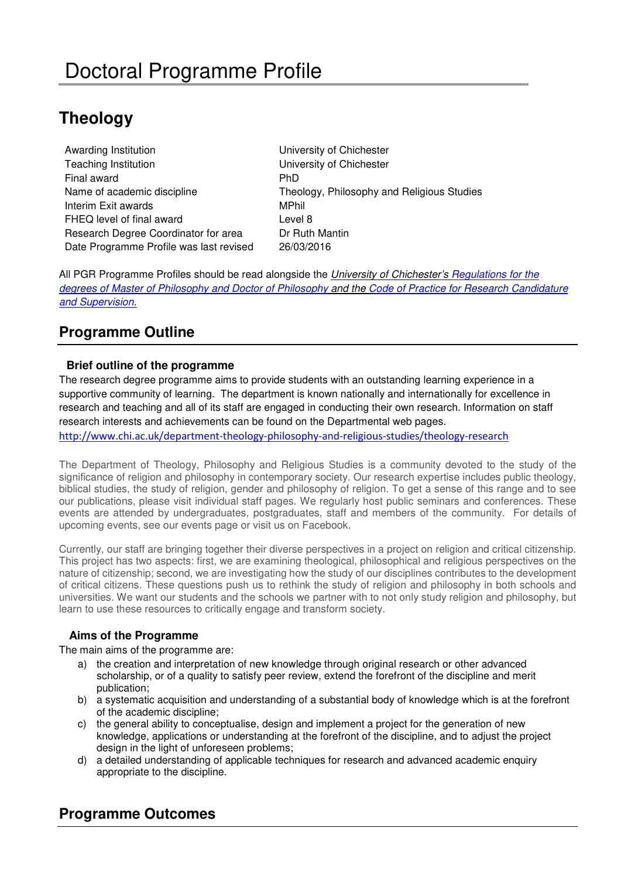# Doctoral Programme Profile

## Theology

| | |
|---|---|
| Awarding Institution | University of Chichester |
| Teaching Institution | University of Chichester |
| Final award | PhD |
| Name of academic discipline | Theology, Philosophy and Religious Studies |
| Interim Exit awards | MPhil |
| FHEQ level of final award | Level 8 |
| Research Degree Coordinator for area | Dr Ruth Mantin |
| Date Programme Profile was last revised | 26/03/2016 |

All PGR Programme Profiles should be read alongside the *University of Chichester's Regulations for the degrees of Master of Philosophy and Doctor of Philosophy* and the Code of Practice for Research Candidature and Supervision.

## Programme Outline

### Brief outline of the programme

The research degree programme aims to provide students with an outstanding learning experience in a supportive community of learning. The department is known nationally and internationally for excellence in research and teaching and all of its staff are engaged in conducting their own research. Information on staff research interests and achievements can be found on the Departmental web pages.
http://www.chi.ac.uk/department-theology-philosophy-and-religious-studies/theology-research

The Department of Theology, Philosophy and Religious Studies is a community devoted to the study of the significance of religion and philosophy in contemporary society. Our research expertise includes public theology, biblical studies, the study of religion, gender and philosophy of religion. To get a sense of this range and to see our publications, please visit individual staff pages. We regularly host public seminars and conferences. These events are attended by undergraduates, postgraduates, staff and members of the community. For details of upcoming events, see our events page or visit us on Facebook.

Currently, our staff are bringing together their diverse perspectives in a project on religion and critical citizenship. This project has two aspects: first, we are examining theological, philosophical and religious perspectives on the nature of citizenship; second, we are investigating how the study of our disciplines contributes to the development of critical citizens. These questions push us to rethink the study of religion and philosophy in both schools and universities. We want our students and the schools we partner with to not only study religion and philosophy, but learn to use these resources to critically engage and transform society.

### Aims of the Programme

The main aims of the programme are:

a) the creation and interpretation of new knowledge through original research or other advanced scholarship, or of a quality to satisfy peer review, extend the forefront of the discipline and merit publication;
b) a systematic acquisition and understanding of a substantial body of knowledge which is at the forefront of the academic discipline;
c) the general ability to conceptualise, design and implement a project for the generation of new knowledge, applications or understanding at the forefront of the discipline, and to adjust the project design in the light of unforeseen problems;
d) a detailed understanding of applicable techniques for research and advanced academic enquiry appropriate to the discipline.

## Programme Outcomes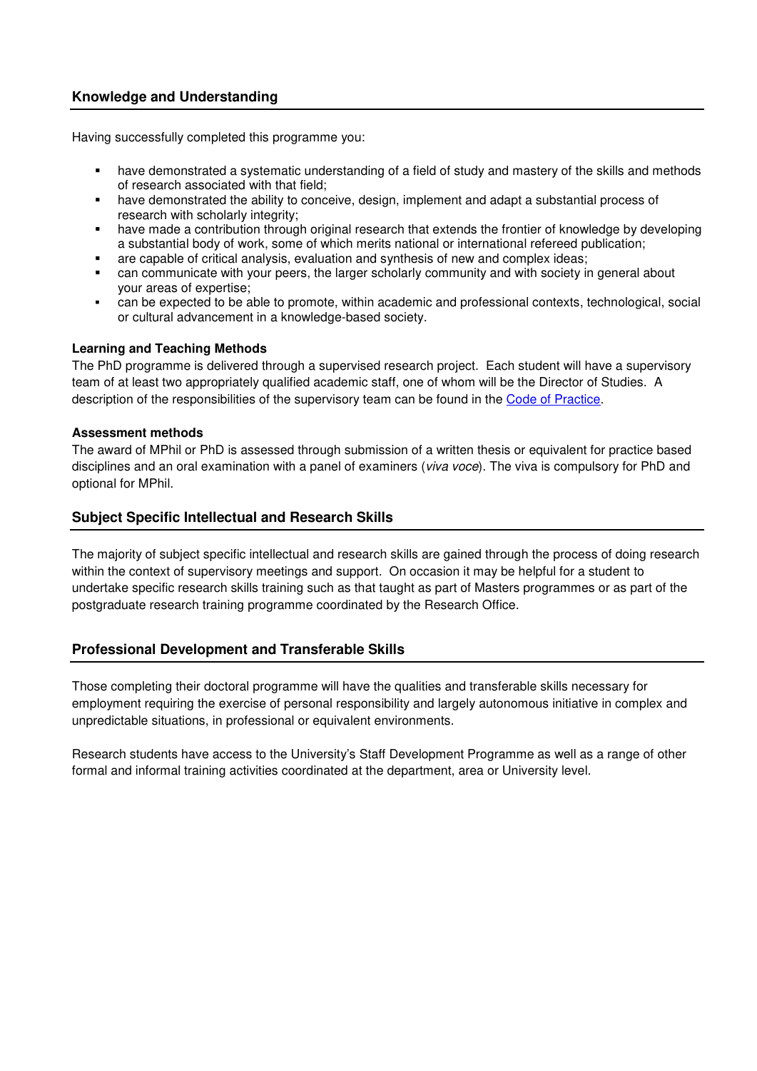## Knowledge and Understanding

Having successfully completed this programme you:

- have demonstrated a systematic understanding of a field of study and mastery of the skills and methods of research associated with that field;
- have demonstrated the ability to conceive, design, implement and adapt a substantial process of research with scholarly integrity;
- have made a contribution through original research that extends the frontier of knowledge by developing a substantial body of work, some of which merits national or international refereed publication;
- are capable of critical analysis, evaluation and synthesis of new and complex ideas;
- can communicate with your peers, the larger scholarly community and with society in general about your areas of expertise;
- can be expected to be able to promote, within academic and professional contexts, technological, social or cultural advancement in a knowledge-based society.

### Learning and Teaching Methods

The PhD programme is delivered through a supervised research project. Each student will have a supervisory team of at least two appropriately qualified academic staff, one of whom will be the Director of Studies. A description of the responsibilities of the supervisory team can be found in the Code of Practice.

### Assessment methods

The award of MPhil or PhD is assessed through submission of a written thesis or equivalent for practice based disciplines and an oral examination with a panel of examiners (*viva voce*). The viva is compulsory for PhD and optional for MPhil.

## Subject Specific Intellectual and Research Skills

The majority of subject specific intellectual and research skills are gained through the process of doing research within the context of supervisory meetings and support. On occasion it may be helpful for a student to undertake specific research skills training such as that taught as part of Masters programmes or as part of the postgraduate research training programme coordinated by the Research Office.

## Professional Development and Transferable Skills

Those completing their doctoral programme will have the qualities and transferable skills necessary for employment requiring the exercise of personal responsibility and largely autonomous initiative in complex and unpredictable situations, in professional or equivalent environments.

Research students have access to the University's Staff Development Programme as well as a range of other formal and informal training activities coordinated at the department, area or University level.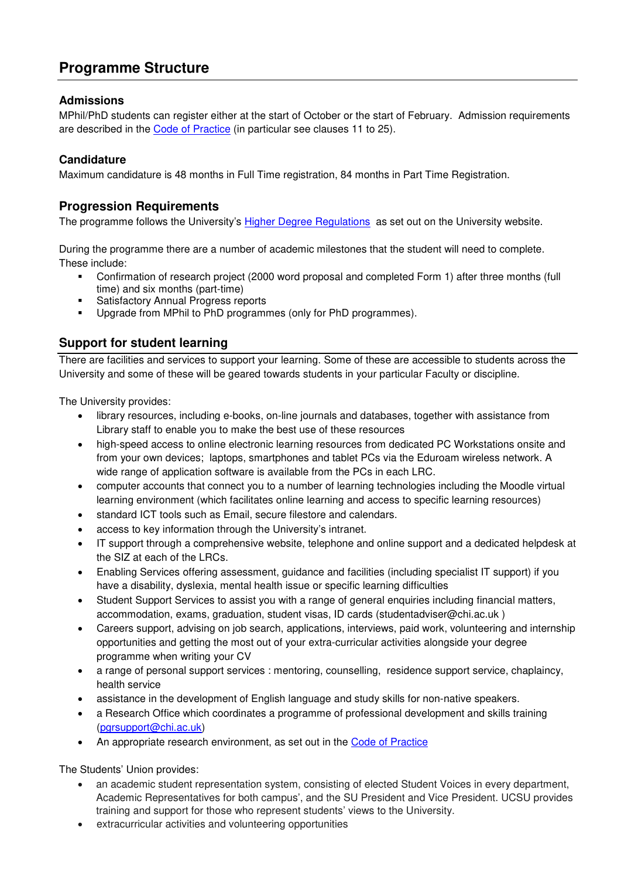## Programme Structure

### Admissions

MPhil/PhD students can register either at the start of October or the start of February. Admission requirements are described in the Code of Practice (in particular see clauses 11 to 25).

### Candidature

Maximum candidature is 48 months in Full Time registration, 84 months in Part Time Registration.

### Progression Requirements

The programme follows the University's Higher Degree Regulations as set out on the University website.

During the programme there are a number of academic milestones that the student will need to complete. These include:

- Confirmation of research project (2000 word proposal and completed Form 1) after three months (full time) and six months (part-time)
- Satisfactory Annual Progress reports
- Upgrade from MPhil to PhD programmes (only for PhD programmes).

### Support for student learning

There are facilities and services to support your learning. Some of these are accessible to students across the University and some of these will be geared towards students in your particular Faculty or discipline.

The University provides:

- library resources, including e-books, on-line journals and databases, together with assistance from Library staff to enable you to make the best use of these resources
- high-speed access to online electronic learning resources from dedicated PC Workstations onsite and from your own devices; laptops, smartphones and tablet PCs via the Eduroam wireless network. A wide range of application software is available from the PCs in each LRC.
- computer accounts that connect you to a number of learning technologies including the Moodle virtual learning environment (which facilitates online learning and access to specific learning resources)
- standard ICT tools such as Email, secure filestore and calendars.
- access to key information through the University's intranet.
- IT support through a comprehensive website, telephone and online support and a dedicated helpdesk at the SIZ at each of the LRCs.
- Enabling Services offering assessment, guidance and facilities (including specialist IT support) if you have a disability, dyslexia, mental health issue or specific learning difficulties
- Student Support Services to assist you with a range of general enquiries including financial matters, accommodation, exams, graduation, student visas, ID cards (studentadviser@chi.ac.uk )
- Careers support, advising on job search, applications, interviews, paid work, volunteering and internship opportunities and getting the most out of your extra-curricular activities alongside your degree programme when writing your CV
- a range of personal support services : mentoring, counselling, residence support service, chaplaincy, health service
- assistance in the development of English language and study skills for non-native speakers.
- a Research Office which coordinates a programme of professional development and skills training (pgrsupport@chi.ac.uk)
- An appropriate research environment, as set out in the Code of Practice

The Students' Union provides:

- an academic student representation system, consisting of elected Student Voices in every department, Academic Representatives for both campus', and the SU President and Vice President. UCSU provides training and support for those who represent students' views to the University.
- extracurricular activities and volunteering opportunities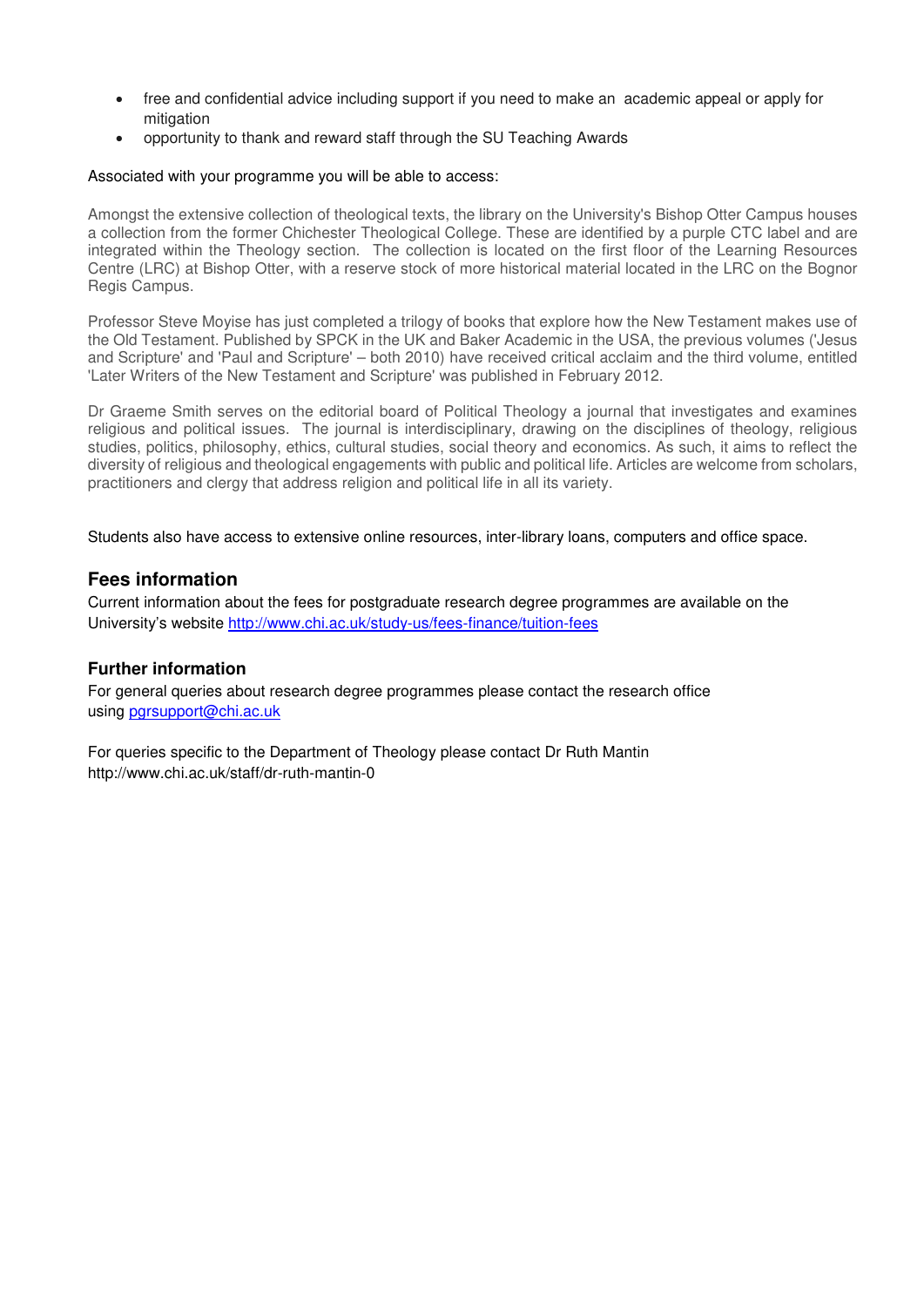- free and confidential advice including support if you need to make an academic appeal or apply for mitigation
- opportunity to thank and reward staff through the SU Teaching Awards

Associated with your programme you will be able to access:

Amongst the extensive collection of theological texts, the library on the University's Bishop Otter Campus houses a collection from the former Chichester Theological College. These are identified by a purple CTC label and are integrated within the Theology section. The collection is located on the first floor of the Learning Resources Centre (LRC) at Bishop Otter, with a reserve stock of more historical material located in the LRC on the Bognor Regis Campus.

Professor Steve Moyise has just completed a trilogy of books that explore how the New Testament makes use of the Old Testament. Published by SPCK in the UK and Baker Academic in the USA, the previous volumes ('Jesus and Scripture' and 'Paul and Scripture' – both 2010) have received critical acclaim and the third volume, entitled 'Later Writers of the New Testament and Scripture' was published in February 2012.

Dr Graeme Smith serves on the editorial board of Political Theology a journal that investigates and examines religious and political issues. The journal is interdisciplinary, drawing on the disciplines of theology, religious studies, politics, philosophy, ethics, cultural studies, social theory and economics. As such, it aims to reflect the diversity of religious and theological engagements with public and political life. Articles are welcome from scholars, practitioners and clergy that address religion and political life in all its variety.

Students also have access to extensive online resources, inter-library loans, computers and office space.

## Fees information

Current information about the fees for postgraduate research degree programmes are available on the University's website http://www.chi.ac.uk/study-us/fees-finance/tuition-fees

## Further information

For general queries about research degree programmes please contact the research office using pgrsupport@chi.ac.uk

For queries specific to the Department of Theology please contact Dr Ruth Mantin http://www.chi.ac.uk/staff/dr-ruth-mantin-0